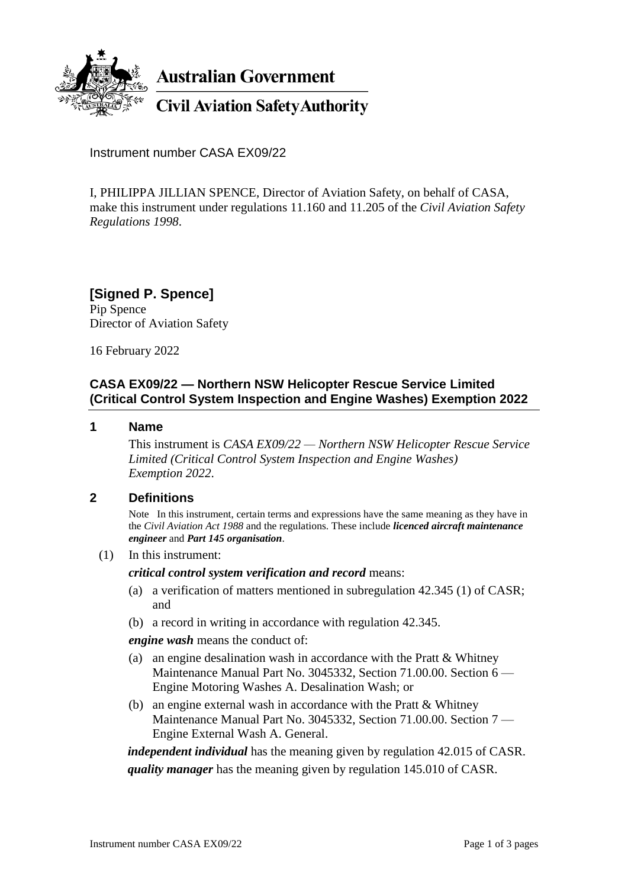**Australian Government**

**Civil Aviation Safety Authority**

Instrument number CASA EX09/22

I, PHILIPPA JILLIAN SPENCE, Director of Aviation Safety, on behalf of CASA, make this instrument under regulations 11.160 and 11.205 of the *Civil Aviation Safety Regulations 1998*.

**[Signed P. Spence]**
Pip Spence
Director of Aviation Safety

16 February 2022

## CASA EX09/22 — Northern NSW Helicopter Rescue Service Limited (Critical Control System Inspection and Engine Washes) Exemption 2022

### 1 Name

This instrument is *CASA EX09/22 — Northern NSW Helicopter Rescue Service Limited (Critical Control System Inspection and Engine Washes) Exemption 2022*.

### 2 Definitions

Note In this instrument, certain terms and expressions have the same meaning as they have in the *Civil Aviation Act 1988* and the regulations. These include ***licenced aircraft maintenance engineer*** and ***Part 145 organisation***.

(1) In this instrument:

***critical control system verification and record*** means:

(a) a verification of matters mentioned in subregulation 42.345 (1) of CASR; and

(b) a record in writing in accordance with regulation 42.345.

***engine wash*** means the conduct of:

(a) an engine desalination wash in accordance with the Pratt & Whitney Maintenance Manual Part No. 3045332, Section 71.00.00. Section 6 — Engine Motoring Washes A. Desalination Wash; or

(b) an engine external wash in accordance with the Pratt & Whitney Maintenance Manual Part No. 3045332, Section 71.00.00. Section 7 — Engine External Wash A. General.

***independent individual*** has the meaning given by regulation 42.015 of CASR.

***quality manager*** has the meaning given by regulation 145.010 of CASR.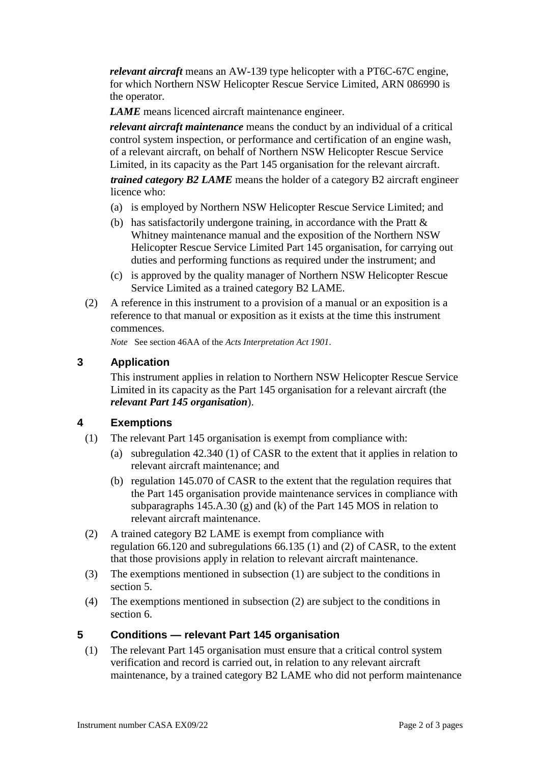***relevant aircraft*** means an AW-139 type helicopter with a PT6C-67C engine, for which Northern NSW Helicopter Rescue Service Limited, ARN 086990 is the operator.

***LAME*** means licenced aircraft maintenance engineer.

***relevant aircraft maintenance*** means the conduct by an individual of a critical control system inspection, or performance and certification of an engine wash, of a relevant aircraft, on behalf of Northern NSW Helicopter Rescue Service Limited, in its capacity as the Part 145 organisation for the relevant aircraft.

***trained category B2 LAME*** means the holder of a category B2 aircraft engineer licence who:

(a) is employed by Northern NSW Helicopter Rescue Service Limited; and

(b) has satisfactorily undergone training, in accordance with the Pratt & Whitney maintenance manual and the exposition of the Northern NSW Helicopter Rescue Service Limited Part 145 organisation, for carrying out duties and performing functions as required under the instrument; and

(c) is approved by the quality manager of Northern NSW Helicopter Rescue Service Limited as a trained category B2 LAME.

(2) A reference in this instrument to a provision of a manual or an exposition is a reference to that manual or exposition as it exists at the time this instrument commences.

*Note* See section 46AA of the *Acts Interpretation Act 1901*.

## 3 Application

This instrument applies in relation to Northern NSW Helicopter Rescue Service Limited in its capacity as the Part 145 organisation for a relevant aircraft (the ***relevant Part 145 organisation***).

## 4 Exemptions

(1) The relevant Part 145 organisation is exempt from compliance with:

(a) subregulation 42.340 (1) of CASR to the extent that it applies in relation to relevant aircraft maintenance; and

(b) regulation 145.070 of CASR to the extent that the regulation requires that the Part 145 organisation provide maintenance services in compliance with subparagraphs 145.A.30 (g) and (k) of the Part 145 MOS in relation to relevant aircraft maintenance.

(2) A trained category B2 LAME is exempt from compliance with regulation 66.120 and subregulations 66.135 (1) and (2) of CASR, to the extent that those provisions apply in relation to relevant aircraft maintenance.

(3) The exemptions mentioned in subsection (1) are subject to the conditions in section 5.

(4) The exemptions mentioned in subsection (2) are subject to the conditions in section 6.

## 5 Conditions — relevant Part 145 organisation

(1) The relevant Part 145 organisation must ensure that a critical control system verification and record is carried out, in relation to any relevant aircraft maintenance, by a trained category B2 LAME who did not perform maintenance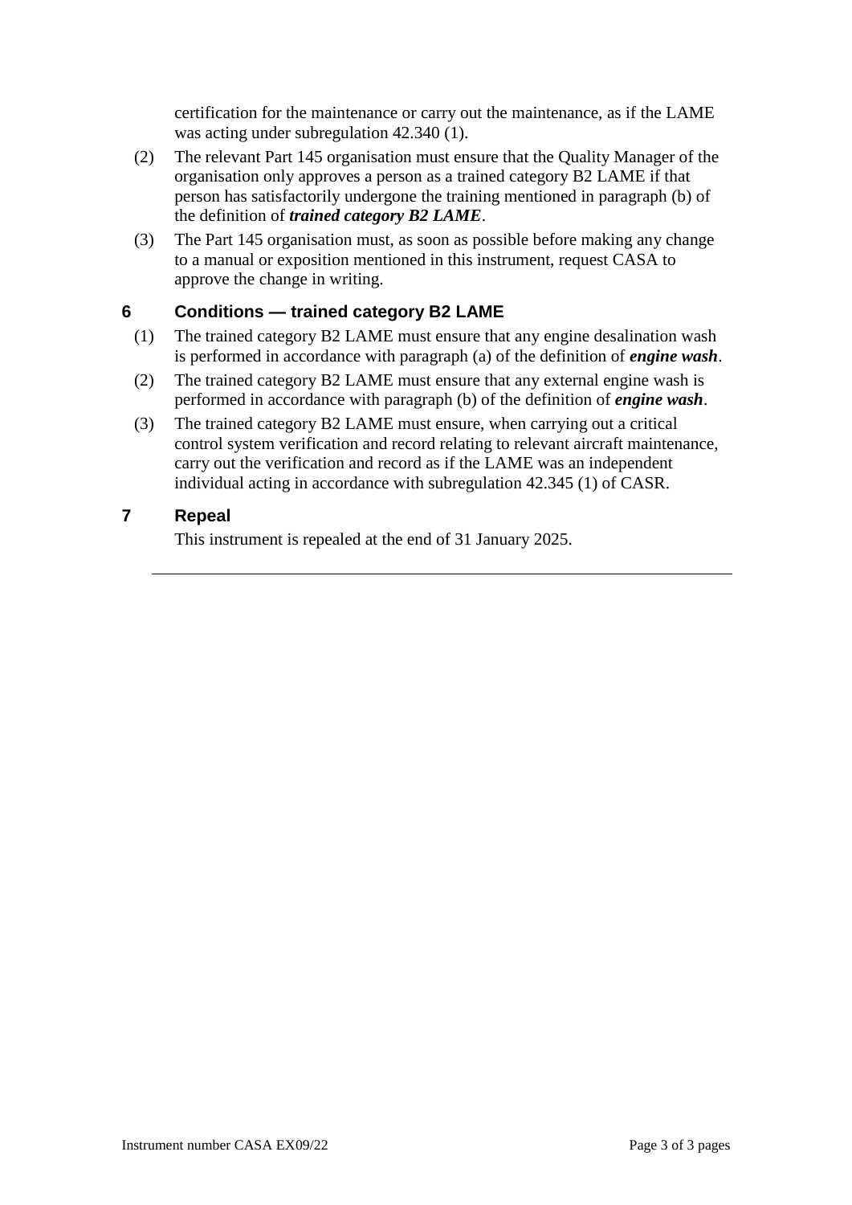certification for the maintenance or carry out the maintenance, as if the LAME was acting under subregulation 42.340 (1).

(2) The relevant Part 145 organisation must ensure that the Quality Manager of the organisation only approves a person as a trained category B2 LAME if that person has satisfactorily undergone the training mentioned in paragraph (b) of the definition of ***trained category B2 LAME***.

(3) The Part 145 organisation must, as soon as possible before making any change to a manual or exposition mentioned in this instrument, request CASA to approve the change in writing.

## 6 Conditions — trained category B2 LAME

(1) The trained category B2 LAME must ensure that any engine desalination wash is performed in accordance with paragraph (a) of the definition of ***engine wash***.

(2) The trained category B2 LAME must ensure that any external engine wash is performed in accordance with paragraph (b) of the definition of ***engine wash***.

(3) The trained category B2 LAME must ensure, when carrying out a critical control system verification and record relating to relevant aircraft maintenance, carry out the verification and record as if the LAME was an independent individual acting in accordance with subregulation 42.345 (1) of CASR.

## 7 Repeal

This instrument is repealed at the end of 31 January 2025.